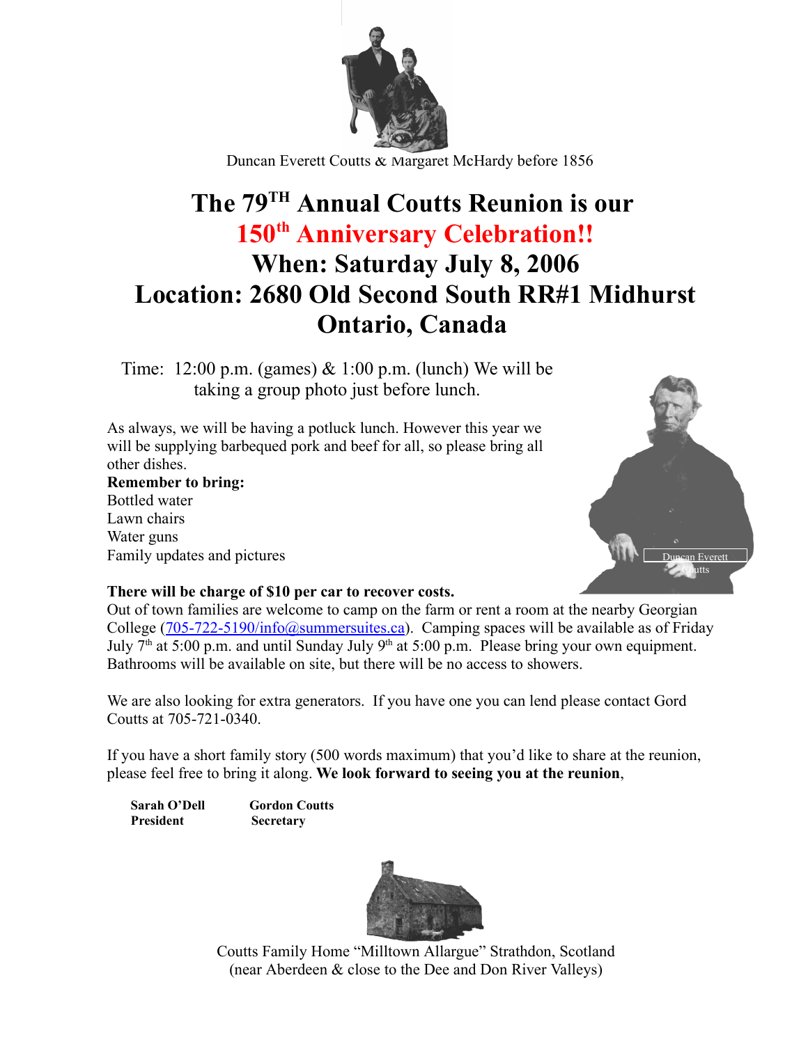Duncan Everett Coutts & Margaret McHardy before 1856

# The 79TH Annual Coutts Reunion is our 150th Anniversary Celebration!!

# When: Saturday July 8, 2006

# Location: 2680 Old Second South RR#1 Midhurst Ontario, Canada

Time: 12:00 p.m. (games) & 1:00 p.m. (lunch) We will be taking a group photo just before lunch.

As always, we will be having a potluck lunch. However this year we will be supplying barbequed pork and beef for all, so please bring all other dishes.

**Remember to bring:**
Bottled water
Lawn chairs
Water guns
Family updates and pictures

Duncan Everett Coutts

**There will be charge of $10 per car to recover costs.**
Out of town families are welcome to camp on the farm or rent a room at the nearby Georgian College (705-722-5190/info@summersuites.ca). Camping spaces will be available as of Friday July 7th at 5:00 p.m. and until Sunday July 9th at 5:00 p.m. Please bring your own equipment. Bathrooms will be available on site, but there will be no access to showers.

We are also looking for extra generators. If you have one you can lend please contact Gord Coutts at 705-721-0340.

If you have a short family story (500 words maximum) that you'd like to share at the reunion, please feel free to bring it along. **We look forward to seeing you at the reunion**,

**Sarah O'Dell**
**President**

**Gordon Coutts**
**Secretary**

Coutts Family Home "Milltown Allargue" Strathdon, Scotland
(near Aberdeen & close to the Dee and Don River Valleys)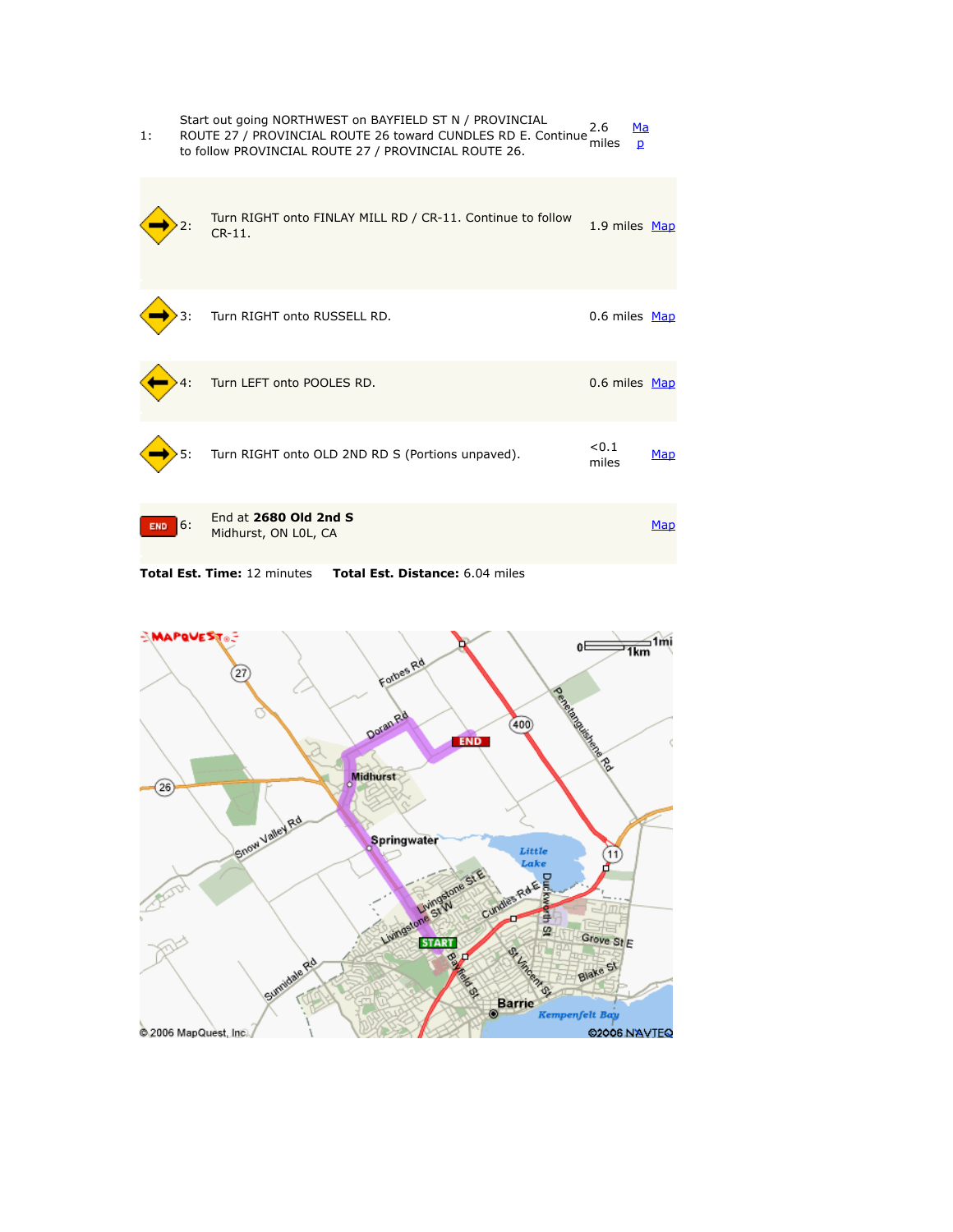| | | | |
|---|---|---|---|
| 1: | Start out going NORTHWEST on BAYFIELD ST N / PROVINCIAL ROUTE 27 / PROVINCIAL ROUTE 26 toward CUNDLES RD E. Continue to follow PROVINCIAL ROUTE 27 / PROVINCIAL ROUTE 26. | 2.6 miles | Map |
| 2: | Turn RIGHT onto FINLAY MILL RD / CR-11. Continue to follow CR-11. | 1.9 miles | Map |
| 3: | Turn RIGHT onto RUSSELL RD. | 0.6 miles | Map |
| 4: | Turn LEFT onto POOLES RD. | 0.6 miles | Map |
| 5: | Turn RIGHT onto OLD 2ND RD S (Portions unpaved). | <0.1 miles | Map |
| 6: | End at **2680 Old 2nd S** Midhurst, ON L0L, CA | | Map |

**Total Est. Time:** 12 minutes **Total Est. Distance:** 6.04 miles

MAPQUEST
27
Forbes Rd
0 1mi
1km
Doran Rd
END
400
Penetanguishene Rd
Midhurst
26
Snow Valley Rd
Springwater
Little Lake
11
Livingstone St E
Livingstone St W
Cundles Rd E
Duckworth St
START
Grove St E
Bayfield St
St Vincent St
Blake St
Sunnidale Rd
Barrie
Kempenfelt Bay
© 2006 MapQuest, Inc.
©2006 NAVTEQ